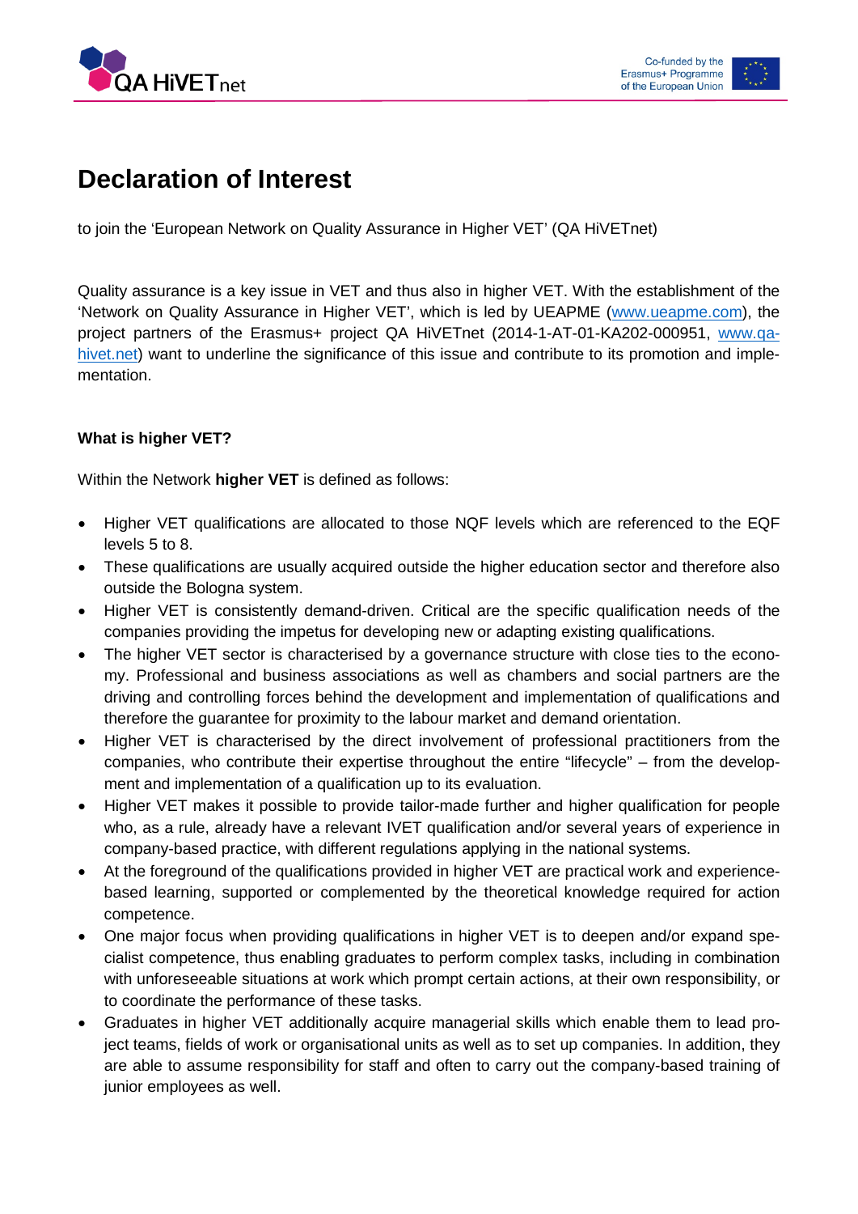# Declaration of Interest

to join the 'European Network on Quality Assurance in Higher VET' (QA HiVETnet)

Quality assurance is a key issue in VET and thus also in higher VET. With the establishment of the 'Network on Quality Assurance in Higher VET', which is led by UEAPME (www.ueapme.com), the project partners of the Erasmus+ project QA HiVETnet (2014-1-AT-01-KA202-000951, www.qa-hivet.net) want to underline the significance of this issue and contribute to its promotion and implementation.

**What is higher VET?**

Within the Network **higher VET** is defined as follows:

- Higher VET qualifications are allocated to those NQF levels which are referenced to the EQF levels 5 to 8.
- These qualifications are usually acquired outside the higher education sector and therefore also outside the Bologna system.
- Higher VET is consistently demand-driven. Critical are the specific qualification needs of the companies providing the impetus for developing new or adapting existing qualifications.
- The higher VET sector is characterised by a governance structure with close ties to the economy. Professional and business associations as well as chambers and social partners are the driving and controlling forces behind the development and implementation of qualifications and therefore the guarantee for proximity to the labour market and demand orientation.
- Higher VET is characterised by the direct involvement of professional practitioners from the companies, who contribute their expertise throughout the entire "lifecycle" – from the development and implementation of a qualification up to its evaluation.
- Higher VET makes it possible to provide tailor-made further and higher qualification for people who, as a rule, already have a relevant IVET qualification and/or several years of experience in company-based practice, with different regulations applying in the national systems.
- At the foreground of the qualifications provided in higher VET are practical work and experience-based learning, supported or complemented by the theoretical knowledge required for action competence.
- One major focus when providing qualifications in higher VET is to deepen and/or expand specialist competence, thus enabling graduates to perform complex tasks, including in combination with unforeseeable situations at work which prompt certain actions, at their own responsibility, or to coordinate the performance of these tasks.
- Graduates in higher VET additionally acquire managerial skills which enable them to lead project teams, fields of work or organisational units as well as to set up companies. In addition, they are able to assume responsibility for staff and often to carry out the company-based training of junior employees as well.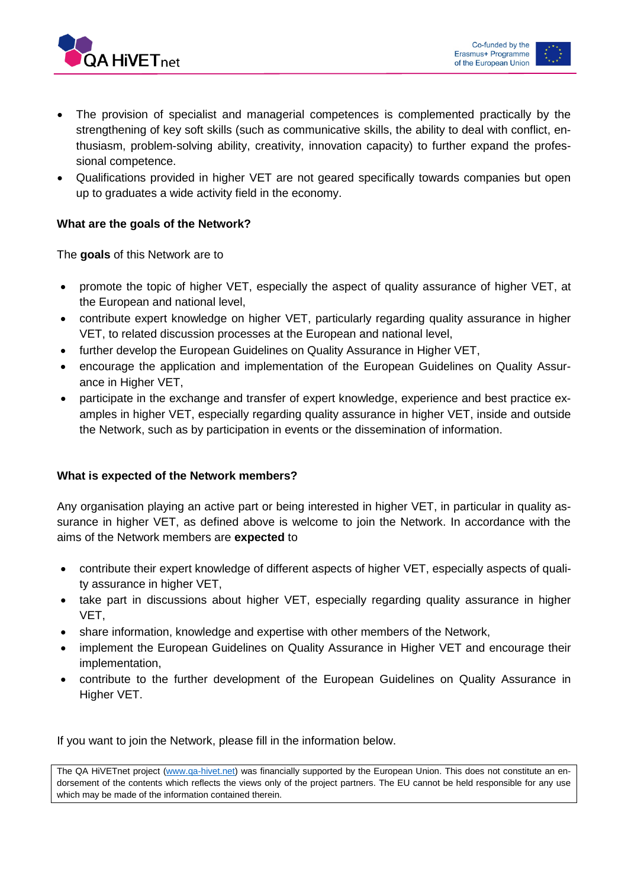- The provision of specialist and managerial competences is complemented practically by the strengthening of key soft skills (such as communicative skills, the ability to deal with conflict, enthusiasm, problem-solving ability, creativity, innovation capacity) to further expand the professional competence.
- Qualifications provided in higher VET are not geared specifically towards companies but open up to graduates a wide activity field in the economy.

**What are the goals of the Network?**

The **goals** of this Network are to

- promote the topic of higher VET, especially the aspect of quality assurance of higher VET, at the European and national level,
- contribute expert knowledge on higher VET, particularly regarding quality assurance in higher VET, to related discussion processes at the European and national level,
- further develop the European Guidelines on Quality Assurance in Higher VET,
- encourage the application and implementation of the European Guidelines on Quality Assurance in Higher VET,
- participate in the exchange and transfer of expert knowledge, experience and best practice examples in higher VET, especially regarding quality assurance in higher VET, inside and outside the Network, such as by participation in events or the dissemination of information.

**What is expected of the Network members?**

Any organisation playing an active part or being interested in higher VET, in particular in quality assurance in higher VET, as defined above is welcome to join the Network. In accordance with the aims of the Network members are **expected** to

- contribute their expert knowledge of different aspects of higher VET, especially aspects of quality assurance in higher VET,
- take part in discussions about higher VET, especially regarding quality assurance in higher VET,
- share information, knowledge and expertise with other members of the Network,
- implement the European Guidelines on Quality Assurance in Higher VET and encourage their implementation,
- contribute to the further development of the European Guidelines on Quality Assurance in Higher VET.

If you want to join the Network, please fill in the information below.

The QA HiVETnet project (www.qa-hivet.net) was financially supported by the European Union. This does not constitute an endorsement of the contents which reflects the views only of the project partners. The EU cannot be held responsible for any use which may be made of the information contained therein.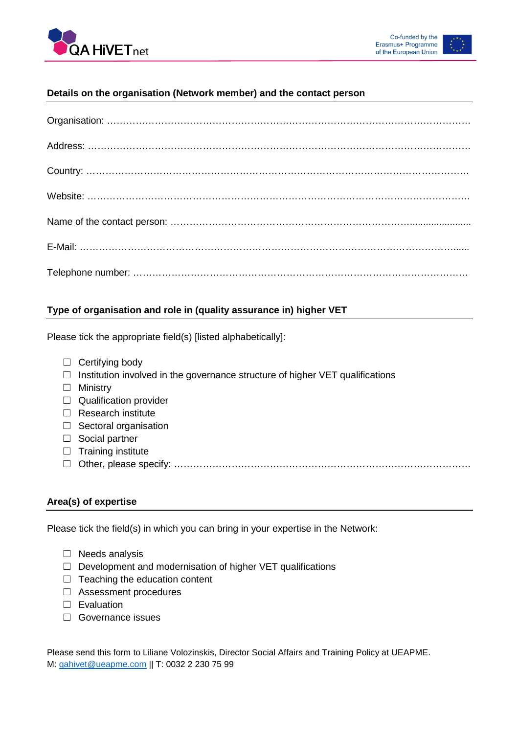## Details on the organisation (Network member) and the contact person

Organisation: …………………………………………………………………………………………………

Address: ………………………………………………………………………………………………………

Country: ………………………………………………………………………………………………………

Website: ………………………………………………………………………………………………………

Name of the contact person: ………………………………………………………………………...................

E-Mail: ……………………………………………………………………………………………………......

Telephone number: ………………………………………………………………………………………

## Type of organisation and role in (quality assurance in) higher VET

Please tick the appropriate field(s) [listed alphabetically]:

- ☐ Certifying body
- ☐ Institution involved in the governance structure of higher VET qualifications
- ☐ Ministry
- ☐ Qualification provider
- ☐ Research institute
- ☐ Sectoral organisation
- ☐ Social partner
- ☐ Training institute
- ☐ Other, please specify: ……………………………………………………………………………

## Area(s) of expertise

Please tick the field(s) in which you can bring in your expertise in the Network:

- ☐ Needs analysis
- ☐ Development and modernisation of higher VET qualifications
- ☐ Teaching the education content
- ☐ Assessment procedures
- ☐ Evaluation
- ☐ Governance issues

Please send this form to Liliane Volozinskis, Director Social Affairs and Training Policy at UEAPME.
M: qahivet@ueapme.com || T: 0032 2 230 75 99